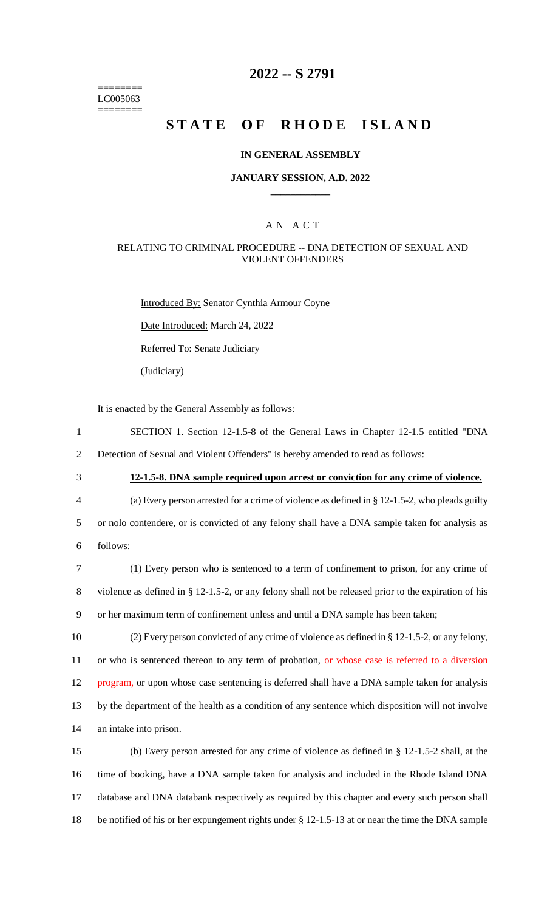========
LC005063
========

# 2022 -- S 2791

# STATE OF RHODE ISLAND

## IN GENERAL ASSEMBLY

### JANUARY SESSION, A.D. 2022

---

## A N A C T

### RELATING TO CRIMINAL PROCEDURE -- DNA DETECTION OF SEXUAL AND VIOLENT OFFENDERS

Introduced By: Senator Cynthia Armour Coyne

Date Introduced: March 24, 2022

Referred To: Senate Judiciary

(Judiciary)

It is enacted by the General Assembly as follows:

1 SECTION 1. Section 12-1.5-8 of the General Laws in Chapter 12-1.5 entitled "DNA
2 Detection of Sexual and Violent Offenders" is hereby amended to read as follows:

3 **12-1.5-8. DNA sample required upon arrest or conviction for any crime of violence.**

4 (a) Every person arrested for a crime of violence as defined in § 12-1.5-2, who pleads guilty
5 or nolo contendere, or is convicted of any felony shall have a DNA sample taken for analysis as
6 follows:

7 (1) Every person who is sentenced to a term of confinement to prison, for any crime of
8 violence as defined in § 12-1.5-2, or any felony shall not be released prior to the expiration of his
9 or her maximum term of confinement unless and until a DNA sample has been taken;

10 (2) Every person convicted of any crime of violence as defined in § 12-1.5-2, or any felony,
11 or who is sentenced thereon to any term of probation, ~~or whose case is referred to a diversion~~
12 ~~program,~~ or upon whose case sentencing is deferred shall have a DNA sample taken for analysis
13 by the department of the health as a condition of any sentence which disposition will not involve
14 an intake into prison.

15 (b) Every person arrested for any crime of violence as defined in § 12-1.5-2 shall, at the
16 time of booking, have a DNA sample taken for analysis and included in the Rhode Island DNA
17 database and DNA databank respectively as required by this chapter and every such person shall
18 be notified of his or her expungement rights under § 12-1.5-13 at or near the time the DNA sample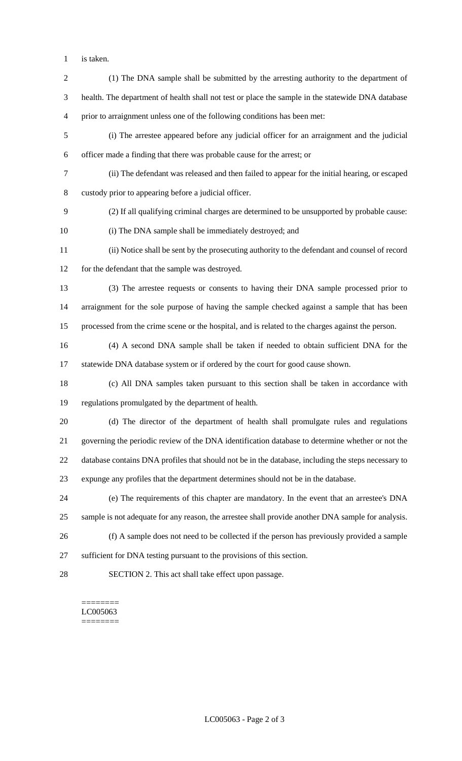is taken.

(1) The DNA sample shall be submitted by the arresting authority to the department of health. The department of health shall not test or place the sample in the statewide DNA database prior to arraignment unless one of the following conditions has been met:

(i) The arrestee appeared before any judicial officer for an arraignment and the judicial officer made a finding that there was probable cause for the arrest; or

(ii) The defendant was released and then failed to appear for the initial hearing, or escaped custody prior to appearing before a judicial officer.

(2) If all qualifying criminal charges are determined to be unsupported by probable cause:

(i) The DNA sample shall be immediately destroyed; and

(ii) Notice shall be sent by the prosecuting authority to the defendant and counsel of record for the defendant that the sample was destroyed.

(3) The arrestee requests or consents to having their DNA sample processed prior to arraignment for the sole purpose of having the sample checked against a sample that has been processed from the crime scene or the hospital, and is related to the charges against the person.

(4) A second DNA sample shall be taken if needed to obtain sufficient DNA for the statewide DNA database system or if ordered by the court for good cause shown.

(c) All DNA samples taken pursuant to this section shall be taken in accordance with regulations promulgated by the department of health.

(d) The director of the department of health shall promulgate rules and regulations governing the periodic review of the DNA identification database to determine whether or not the database contains DNA profiles that should not be in the database, including the steps necessary to expunge any profiles that the department determines should not be in the database.

(e) The requirements of this chapter are mandatory. In the event that an arrestee's DNA sample is not adequate for any reason, the arrestee shall provide another DNA sample for analysis.

(f) A sample does not need to be collected if the person has previously provided a sample sufficient for DNA testing pursuant to the provisions of this section.

SECTION 2. This act shall take effect upon passage.

========
LC005063
========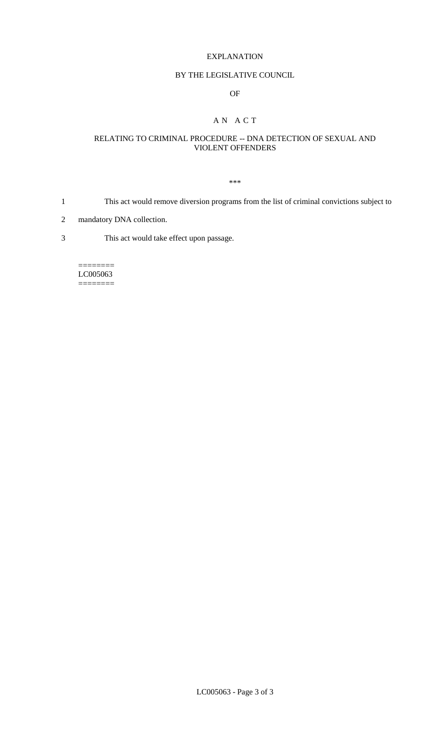EXPLANATION

BY THE LEGISLATIVE COUNCIL

OF

A N A C T

RELATING TO CRIMINAL PROCEDURE -- DNA DETECTION OF SEXUAL AND VIOLENT OFFENDERS

\*\*\*

1 This act would remove diversion programs from the list of criminal convictions subject to

2 mandatory DNA collection.

3 This act would take effect upon passage.

========
LC005063
========